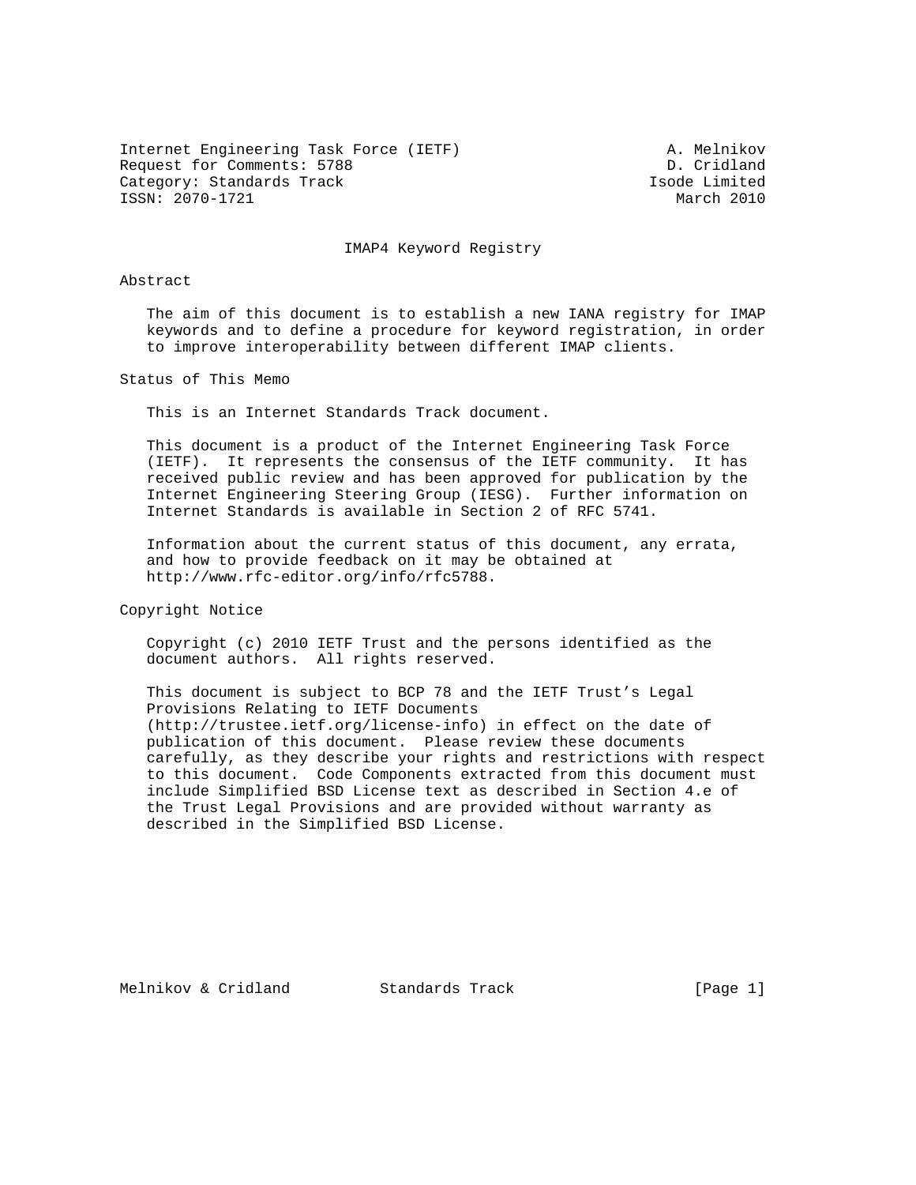Internet Engineering Task Force (IETF)                        A. Melnikov
Request for Comments: 5788                                    D. Cridland
Category: Standards Track                                   Isode Limited
ISSN: 2070-1721                                                March 2010

# IMAP4 Keyword Registry

## Abstract

The aim of this document is to establish a new IANA registry for IMAP keywords and to define a procedure for keyword registration, in order to improve interoperability between different IMAP clients.

## Status of This Memo

This is an Internet Standards Track document.

This document is a product of the Internet Engineering Task Force (IETF). It represents the consensus of the IETF community. It has received public review and has been approved for publication by the Internet Engineering Steering Group (IESG). Further information on Internet Standards is available in Section 2 of RFC 5741.

Information about the current status of this document, any errata, and how to provide feedback on it may be obtained at http://www.rfc-editor.org/info/rfc5788.

## Copyright Notice

Copyright (c) 2010 IETF Trust and the persons identified as the document authors. All rights reserved.

This document is subject to BCP 78 and the IETF Trust's Legal Provisions Relating to IETF Documents (http://trustee.ietf.org/license-info) in effect on the date of publication of this document. Please review these documents carefully, as they describe your rights and restrictions with respect to this document. Code Components extracted from this document must include Simplified BSD License text as described in Section 4.e of the Trust Legal Provisions and are provided without warranty as described in the Simplified BSD License.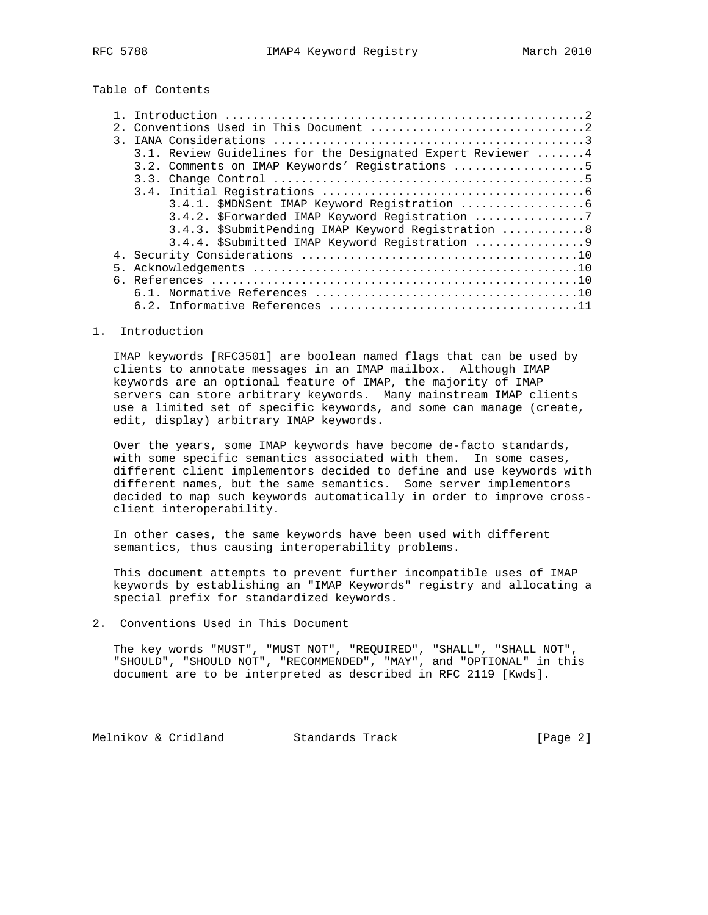Table of Contents

```
   1. Introduction ....................................................2
   2. Conventions Used in This Document ...............................2
   3. IANA Considerations .............................................3
      3.1. Review Guidelines for the Designated Expert Reviewer .......4
      3.2. Comments on IMAP Keywords' Registrations ...................5
      3.3. Change Control .............................................5
      3.4. Initial Registrations ......................................6
           3.4.1. $MDNSent IMAP Keyword Registration ..................6
           3.4.2. $Forwarded IMAP Keyword Registration ................7
           3.4.3. $SubmitPending IMAP Keyword Registration ............8
           3.4.4. $Submitted IMAP Keyword Registration ................9
   4. Security Considerations ........................................10
   5. Acknowledgements ...............................................10
   6. References .....................................................10
      6.1. Normative References ......................................10
      6.2. Informative References ....................................11
```

## 1. Introduction

IMAP keywords [RFC3501] are boolean named flags that can be used by clients to annotate messages in an IMAP mailbox. Although IMAP keywords are an optional feature of IMAP, the majority of IMAP servers can store arbitrary keywords. Many mainstream IMAP clients use a limited set of specific keywords, and some can manage (create, edit, display) arbitrary IMAP keywords.

Over the years, some IMAP keywords have become de-facto standards, with some specific semantics associated with them. In some cases, different client implementors decided to define and use keywords with different names, but the same semantics. Some server implementors decided to map such keywords automatically in order to improve cross-client interoperability.

In other cases, the same keywords have been used with different semantics, thus causing interoperability problems.

This document attempts to prevent further incompatible uses of IMAP keywords by establishing an "IMAP Keywords" registry and allocating a special prefix for standardized keywords.

## 2. Conventions Used in This Document

The key words "MUST", "MUST NOT", "REQUIRED", "SHALL", "SHALL NOT", "SHOULD", "SHOULD NOT", "RECOMMENDED", "MAY", and "OPTIONAL" in this document are to be interpreted as described in RFC 2119 [Kwds].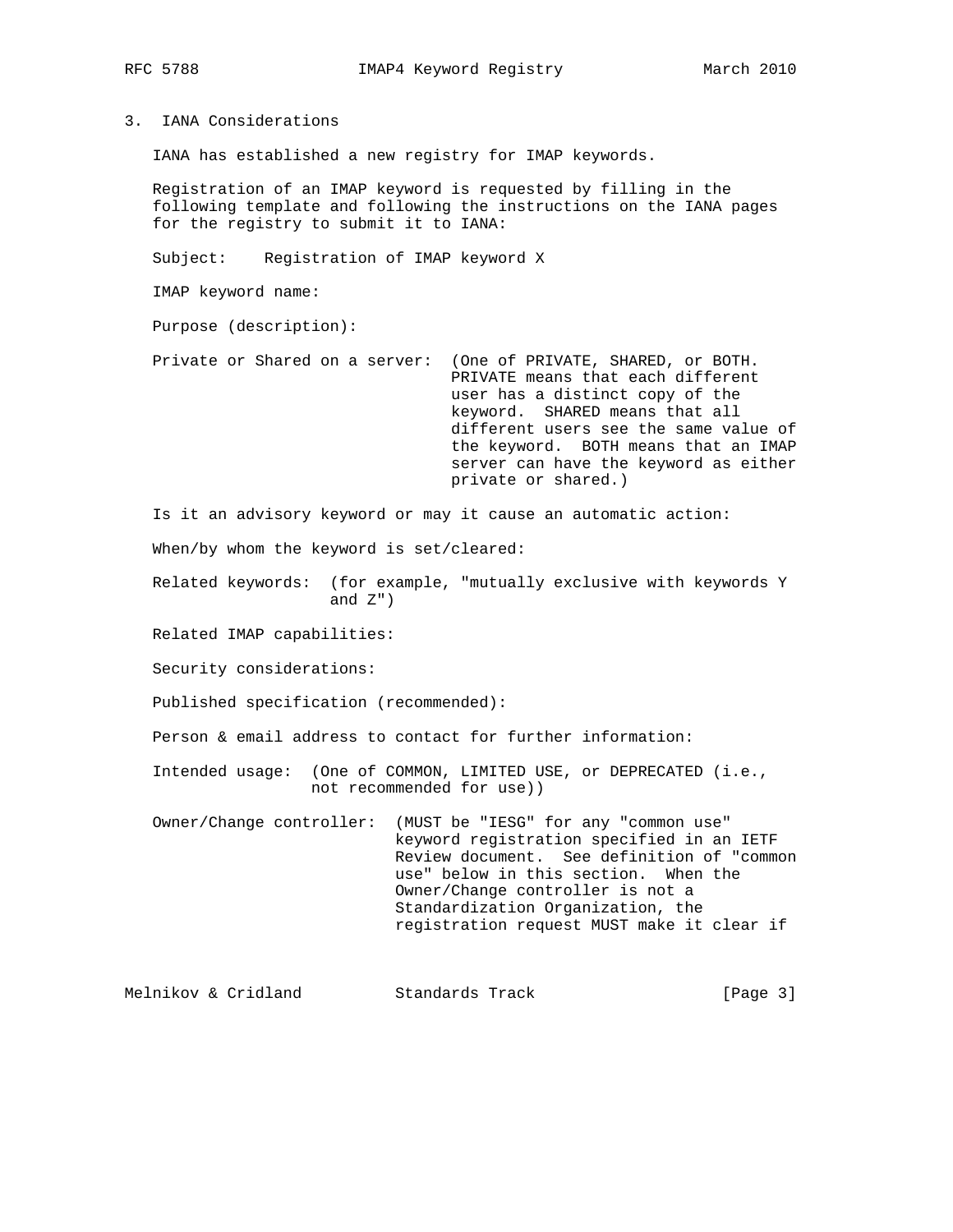## 3. IANA Considerations

IANA has established a new registry for IMAP keywords.

Registration of an IMAP keyword is requested by filling in the following template and following the instructions on the IANA pages for the registry to submit it to IANA:

```
Subject:    Registration of IMAP keyword X

IMAP keyword name:

Purpose (description):

Private or Shared on a server:  (One of PRIVATE, SHARED, or BOTH.
                                PRIVATE means that each different
                                user has a distinct copy of the
                                keyword.  SHARED means that all
                                different users see the same value of
                                the keyword.  BOTH means that an IMAP
                                server can have the keyword as either
                                private or shared.)

Is it an advisory keyword or may it cause an automatic action:

When/by whom the keyword is set/cleared:

Related keywords:  (for example, "mutually exclusive with keywords Y
                   and Z")

Related IMAP capabilities:

Security considerations:

Published specification (recommended):

Person & email address to contact for further information:

Intended usage:  (One of COMMON, LIMITED USE, or DEPRECATED (i.e.,
                 not recommended for use))

Owner/Change controller:  (MUST be "IESG" for any "common use"
                          keyword registration specified in an IETF
                          Review document.  See definition of "common
                          use" below in this section.  When the
                          Owner/Change controller is not a
                          Standardization Organization, the
                          registration request MUST make it clear if
```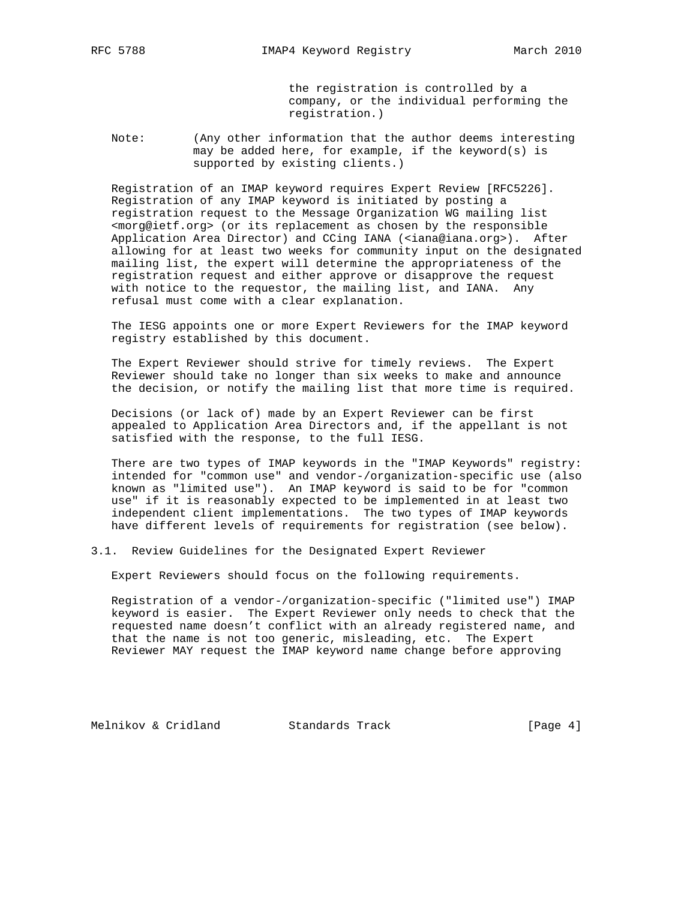the registration is controlled by a company, or the individual performing the registration.)

Note: (Any other information that the author deems interesting may be added here, for example, if the keyword(s) is supported by existing clients.)

Registration of an IMAP keyword requires Expert Review [RFC5226]. Registration of any IMAP keyword is initiated by posting a registration request to the Message Organization WG mailing list <morg@ietf.org> (or its replacement as chosen by the responsible Application Area Director) and CCing IANA (<iana@iana.org>). After allowing for at least two weeks for community input on the designated mailing list, the expert will determine the appropriateness of the registration request and either approve or disapprove the request with notice to the requestor, the mailing list, and IANA. Any refusal must come with a clear explanation.

The IESG appoints one or more Expert Reviewers for the IMAP keyword registry established by this document.

The Expert Reviewer should strive for timely reviews. The Expert Reviewer should take no longer than six weeks to make and announce the decision, or notify the mailing list that more time is required.

Decisions (or lack of) made by an Expert Reviewer can be first appealed to Application Area Directors and, if the appellant is not satisfied with the response, to the full IESG.

There are two types of IMAP keywords in the "IMAP Keywords" registry: intended for "common use" and vendor-/organization-specific use (also known as "limited use"). An IMAP keyword is said to be for "common use" if it is reasonably expected to be implemented in at least two independent client implementations. The two types of IMAP keywords have different levels of requirements for registration (see below).

## 3.1. Review Guidelines for the Designated Expert Reviewer

Expert Reviewers should focus on the following requirements.

Registration of a vendor-/organization-specific ("limited use") IMAP keyword is easier. The Expert Reviewer only needs to check that the requested name doesn't conflict with an already registered name, and that the name is not too generic, misleading, etc. The Expert Reviewer MAY request the IMAP keyword name change before approving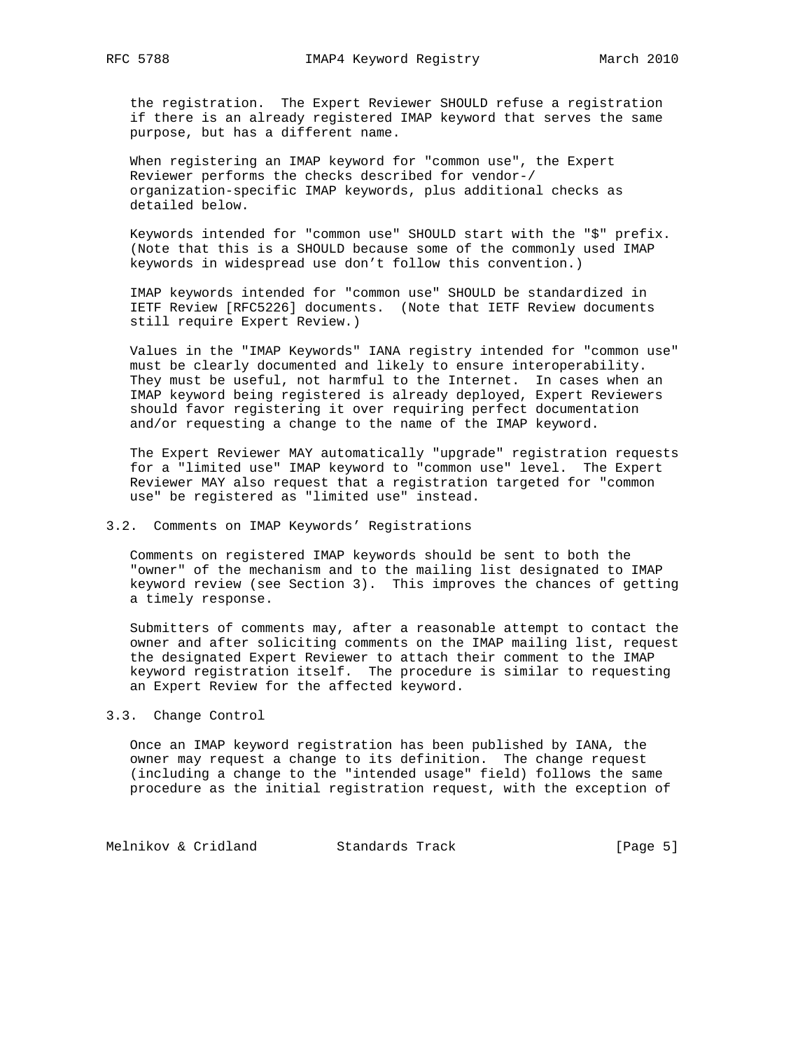the registration. The Expert Reviewer SHOULD refuse a registration if there is an already registered IMAP keyword that serves the same purpose, but has a different name.

When registering an IMAP keyword for "common use", the Expert Reviewer performs the checks described for vendor-/ organization-specific IMAP keywords, plus additional checks as detailed below.

Keywords intended for "common use" SHOULD start with the "$" prefix. (Note that this is a SHOULD because some of the commonly used IMAP keywords in widespread use don't follow this convention.)

IMAP keywords intended for "common use" SHOULD be standardized in IETF Review [RFC5226] documents. (Note that IETF Review documents still require Expert Review.)

Values in the "IMAP Keywords" IANA registry intended for "common use" must be clearly documented and likely to ensure interoperability. They must be useful, not harmful to the Internet. In cases when an IMAP keyword being registered is already deployed, Expert Reviewers should favor registering it over requiring perfect documentation and/or requesting a change to the name of the IMAP keyword.

The Expert Reviewer MAY automatically "upgrade" registration requests for a "limited use" IMAP keyword to "common use" level. The Expert Reviewer MAY also request that a registration targeted for "common use" be registered as "limited use" instead.

### 3.2. Comments on IMAP Keywords' Registrations

Comments on registered IMAP keywords should be sent to both the "owner" of the mechanism and to the mailing list designated to IMAP keyword review (see Section 3). This improves the chances of getting a timely response.

Submitters of comments may, after a reasonable attempt to contact the owner and after soliciting comments on the IMAP mailing list, request the designated Expert Reviewer to attach their comment to the IMAP keyword registration itself. The procedure is similar to requesting an Expert Review for the affected keyword.

### 3.3. Change Control

Once an IMAP keyword registration has been published by IANA, the owner may request a change to its definition. The change request (including a change to the "intended usage" field) follows the same procedure as the initial registration request, with the exception of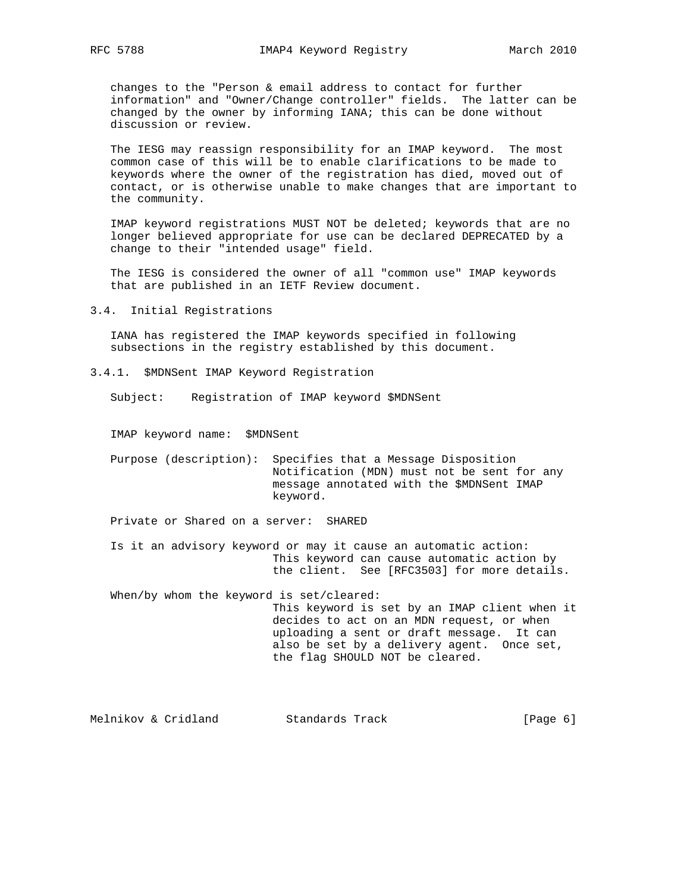changes to the "Person & email address to contact for further information" and "Owner/Change controller" fields. The latter can be changed by the owner by informing IANA; this can be done without discussion or review.

The IESG may reassign responsibility for an IMAP keyword. The most common case of this will be to enable clarifications to be made to keywords where the owner of the registration has died, moved out of contact, or is otherwise unable to make changes that are important to the community.

IMAP keyword registrations MUST NOT be deleted; keywords that are no longer believed appropriate for use can be declared DEPRECATED by a change to their "intended usage" field.

The IESG is considered the owner of all "common use" IMAP keywords that are published in an IETF Review document.

### 3.4. Initial Registrations

IANA has registered the IMAP keywords specified in following subsections in the registry established by this document.

#### 3.4.1. $MDNSent IMAP Keyword Registration

Subject: Registration of IMAP keyword $MDNSent

IMAP keyword name: $MDNSent

Purpose (description): Specifies that a Message Disposition Notification (MDN) must not be sent for any message annotated with the $MDNSent IMAP keyword.

Private or Shared on a server: SHARED

Is it an advisory keyword or may it cause an automatic action: This keyword can cause automatic action by the client. See [RFC3503] for more details.

When/by whom the keyword is set/cleared: This keyword is set by an IMAP client when it decides to act on an MDN request, or when uploading a sent or draft message. It can also be set by a delivery agent. Once set, the flag SHOULD NOT be cleared.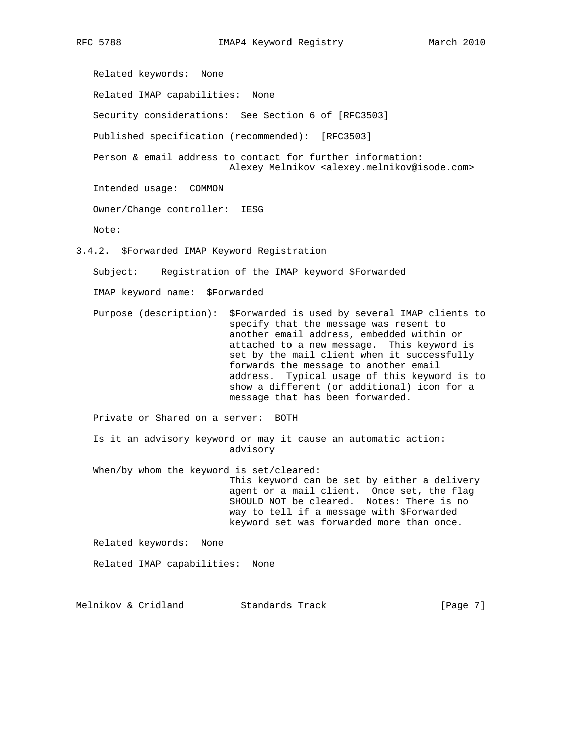Related keywords: None

Related IMAP capabilities: None

Security considerations: See Section 6 of [RFC3503]

Published specification (recommended): [RFC3503]

Person & email address to contact for further information: Alexey Melnikov <alexey.melnikov@isode.com>

Intended usage: COMMON

Owner/Change controller: IESG

Note:

### 3.4.2. $Forwarded IMAP Keyword Registration

Subject: Registration of the IMAP keyword $Forwarded

IMAP keyword name: $Forwarded

Purpose (description): $Forwarded is used by several IMAP clients to specify that the message was resent to another email address, embedded within or attached to a new message. This keyword is set by the mail client when it successfully forwards the message to another email address. Typical usage of this keyword is to show a different (or additional) icon for a message that has been forwarded.

Private or Shared on a server: BOTH

Is it an advisory keyword or may it cause an automatic action: advisory

When/by whom the keyword is set/cleared: This keyword can be set by either a delivery agent or a mail client. Once set, the flag SHOULD NOT be cleared. Notes: There is no way to tell if a message with $Forwarded keyword set was forwarded more than once.

Related keywords: None

Related IMAP capabilities: None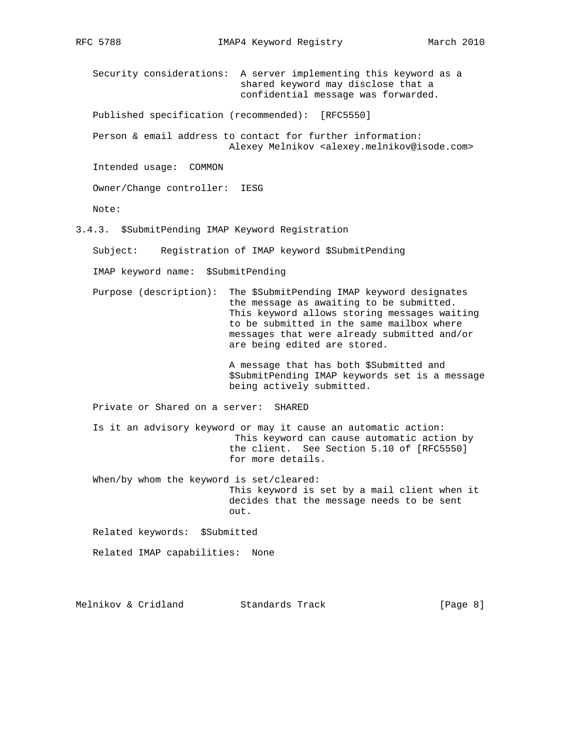Security considerations: A server implementing this keyword as a shared keyword may disclose that a confidential message was forwarded.

Published specification (recommended): [RFC5550]

Person & email address to contact for further information:
Alexey Melnikov <alexey.melnikov@isode.com>

Intended usage: COMMON

Owner/Change controller: IESG

Note:

### 3.4.3. $SubmitPending IMAP Keyword Registration

Subject: Registration of IMAP keyword $SubmitPending

IMAP keyword name: $SubmitPending

Purpose (description): The $SubmitPending IMAP keyword designates the message as awaiting to be submitted. This keyword allows storing messages waiting to be submitted in the same mailbox where messages that were already submitted and/or are being edited are stored.

A message that has both $Submitted and $SubmitPending IMAP keywords set is a message being actively submitted.

Private or Shared on a server: SHARED

Is it an advisory keyword or may it cause an automatic action:
This keyword can cause automatic action by the client. See Section 5.10 of [RFC5550] for more details.

When/by whom the keyword is set/cleared:
This keyword is set by a mail client when it decides that the message needs to be sent out.

Related keywords: $Submitted

Related IMAP capabilities: None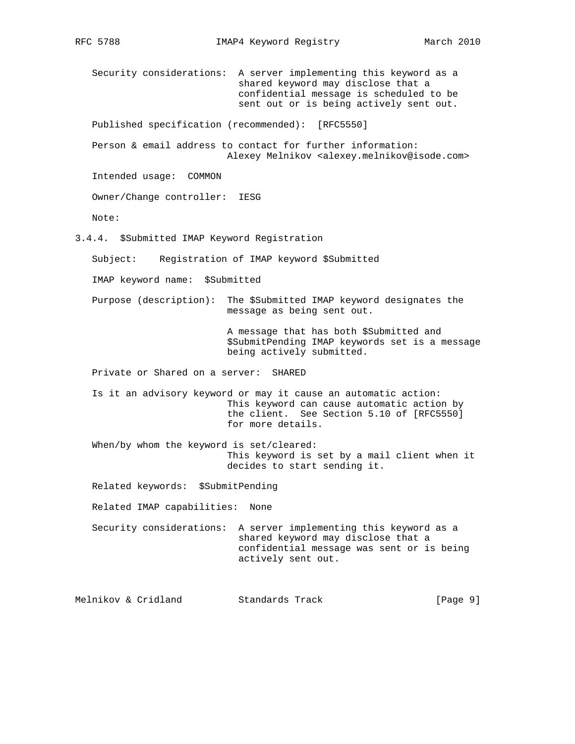Security considerations: A server implementing this keyword as a shared keyword may disclose that a confidential message is scheduled to be sent out or is being actively sent out.

Published specification (recommended): [RFC5550]

Person & email address to contact for further information: Alexey Melnikov <alexey.melnikov@isode.com>

Intended usage: COMMON

Owner/Change controller: IESG

Note:

### 3.4.4. $Submitted IMAP Keyword Registration

Subject: Registration of IMAP keyword $Submitted

IMAP keyword name: $Submitted

Purpose (description): The $Submitted IMAP keyword designates the message as being sent out.

A message that has both $Submitted and $SubmitPending IMAP keywords set is a message being actively submitted.

Private or Shared on a server: SHARED

Is it an advisory keyword or may it cause an automatic action: This keyword can cause automatic action by the client. See Section 5.10 of [RFC5550] for more details.

When/by whom the keyword is set/cleared: This keyword is set by a mail client when it decides to start sending it.

Related keywords: $SubmitPending

Related IMAP capabilities: None

Security considerations: A server implementing this keyword as a shared keyword may disclose that a confidential message was sent or is being actively sent out.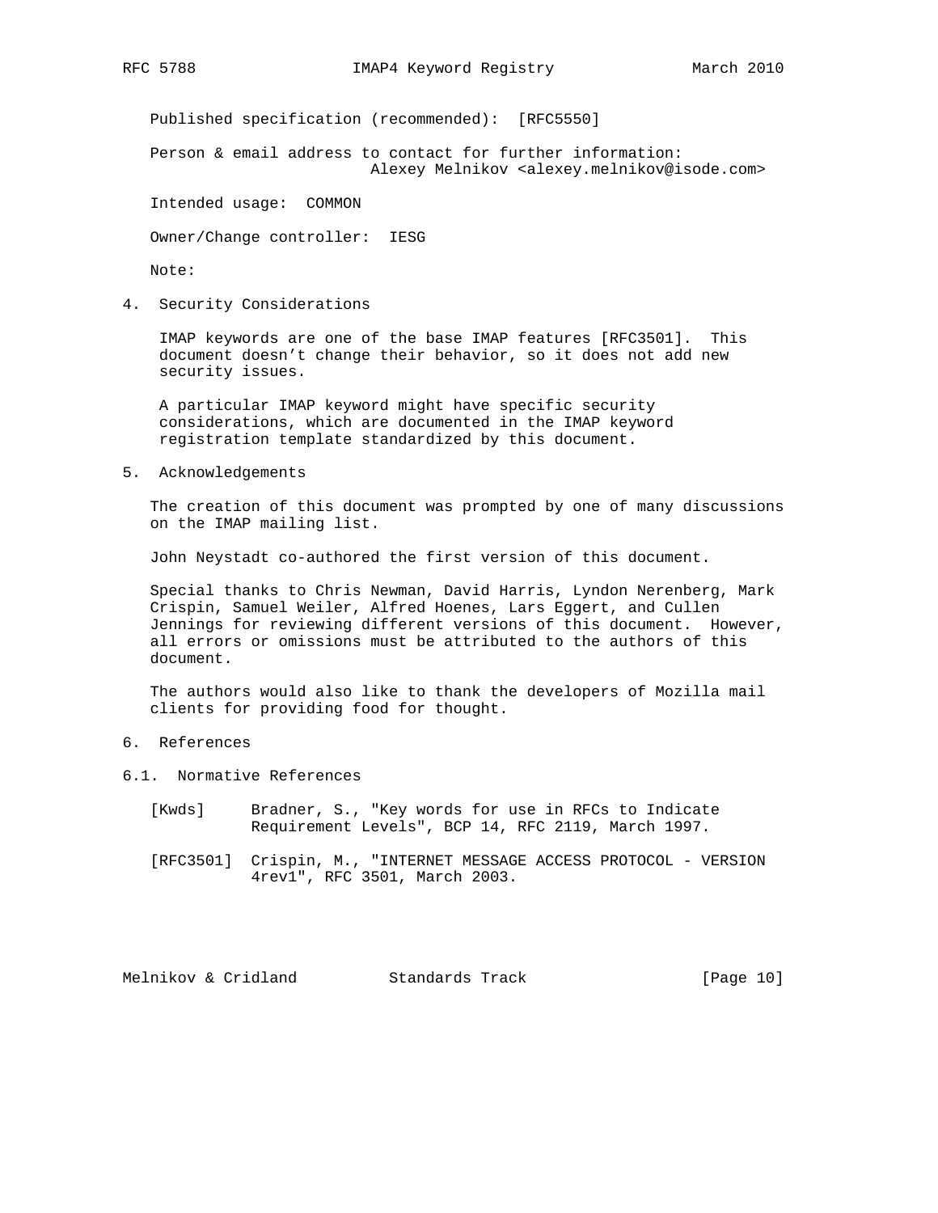Published specification (recommended): [RFC5550]

Person & email address to contact for further information:
Alexey Melnikov <alexey.melnikov@isode.com>

Intended usage: COMMON

Owner/Change controller: IESG

Note:

## 4. Security Considerations

IMAP keywords are one of the base IMAP features [RFC3501]. This document doesn't change their behavior, so it does not add new security issues.

A particular IMAP keyword might have specific security considerations, which are documented in the IMAP keyword registration template standardized by this document.

## 5. Acknowledgements

The creation of this document was prompted by one of many discussions on the IMAP mailing list.

John Neystadt co-authored the first version of this document.

Special thanks to Chris Newman, David Harris, Lyndon Nerenberg, Mark Crispin, Samuel Weiler, Alfred Hoenes, Lars Eggert, and Cullen Jennings for reviewing different versions of this document. However, all errors or omissions must be attributed to the authors of this document.

The authors would also like to thank the developers of Mozilla mail clients for providing food for thought.

## 6. References

### 6.1. Normative References

[Kwds] Bradner, S., "Key words for use in RFCs to Indicate Requirement Levels", BCP 14, RFC 2119, March 1997.

[RFC3501] Crispin, M., "INTERNET MESSAGE ACCESS PROTOCOL - VERSION 4rev1", RFC 3501, March 2003.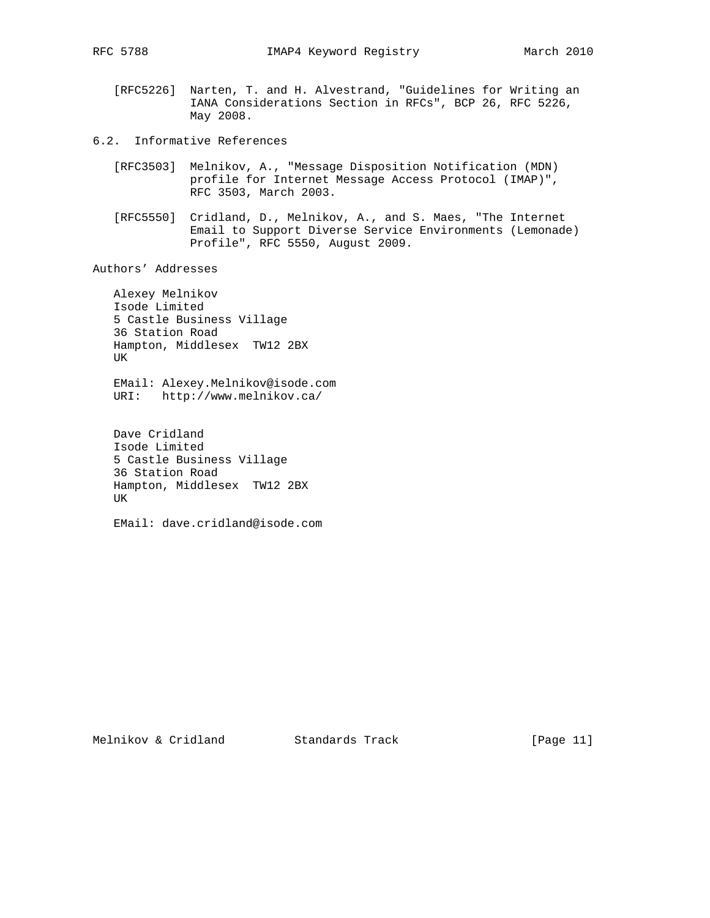[RFC5226] Narten, T. and H. Alvestrand, "Guidelines for Writing an IANA Considerations Section in RFCs", BCP 26, RFC 5226, May 2008.

### 6.2. Informative References

[RFC3503] Melnikov, A., "Message Disposition Notification (MDN) profile for Internet Message Access Protocol (IMAP)", RFC 3503, March 2003.

[RFC5550] Cridland, D., Melnikov, A., and S. Maes, "The Internet Email to Support Diverse Service Environments (Lemonade) Profile", RFC 5550, August 2009.

## Authors' Addresses

Alexey Melnikov
Isode Limited
5 Castle Business Village
36 Station Road
Hampton, Middlesex TW12 2BX
UK

EMail: Alexey.Melnikov@isode.com
URI: http://www.melnikov.ca/

Dave Cridland
Isode Limited
5 Castle Business Village
36 Station Road
Hampton, Middlesex TW12 2BX
UK

EMail: dave.cridland@isode.com